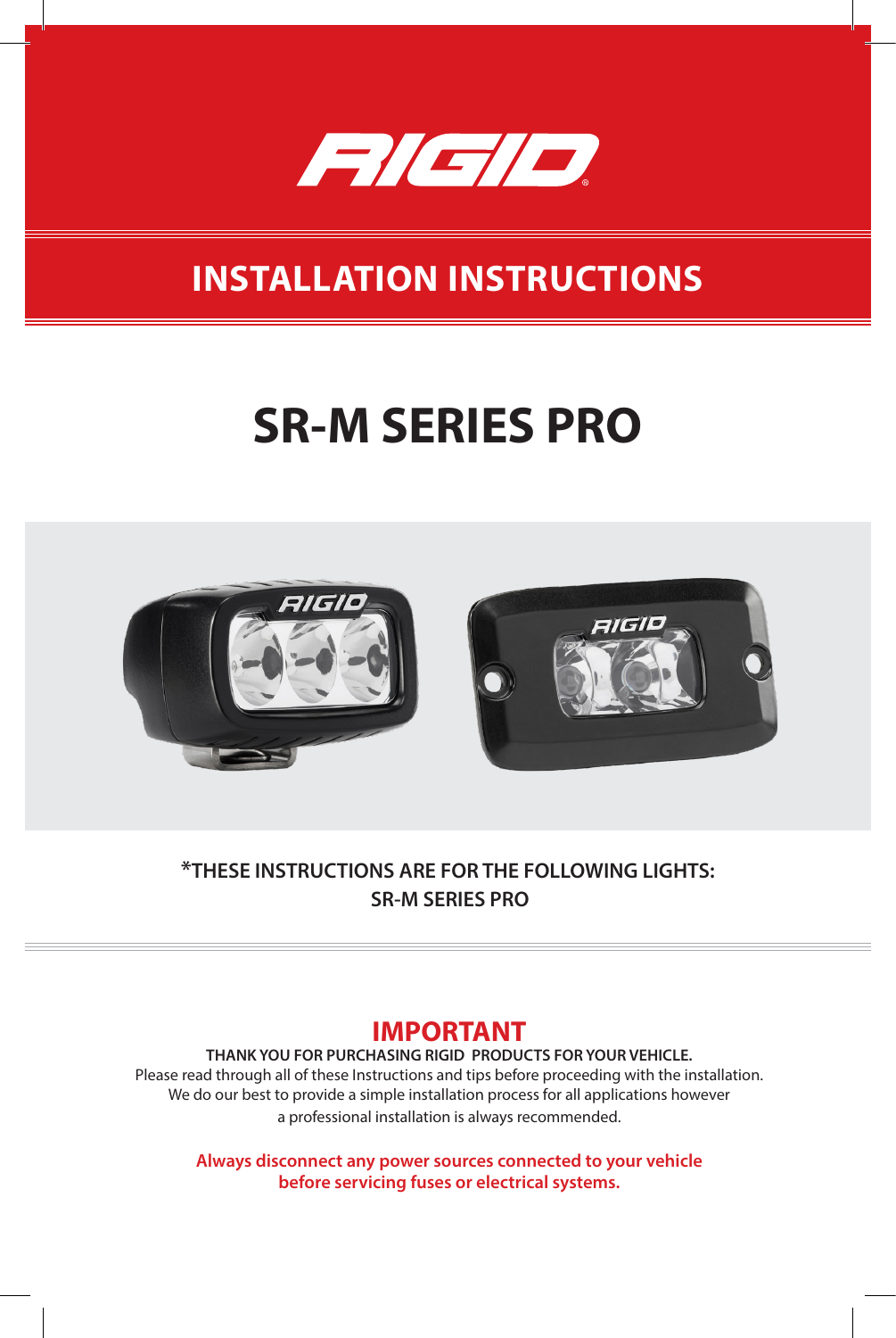RIGID

# INSTALLATION INSTRUCTIONS

# SR-M SERIES PRO

**\*THESE INSTRUCTIONS ARE FOR THE FOLLOWING LIGHTS:**
**SR-M SERIES PRO**

## IMPORTANT

**THANK YOU FOR PURCHASING RIGID PRODUCTS FOR YOUR VEHICLE.**
Please read through all of these Instructions and tips before proceeding with the installation.
We do our best to provide a simple installation process for all applications however
a professional installation is always recommended.

**Always disconnect any power sources connected to your vehicle before servicing fuses or electrical systems.**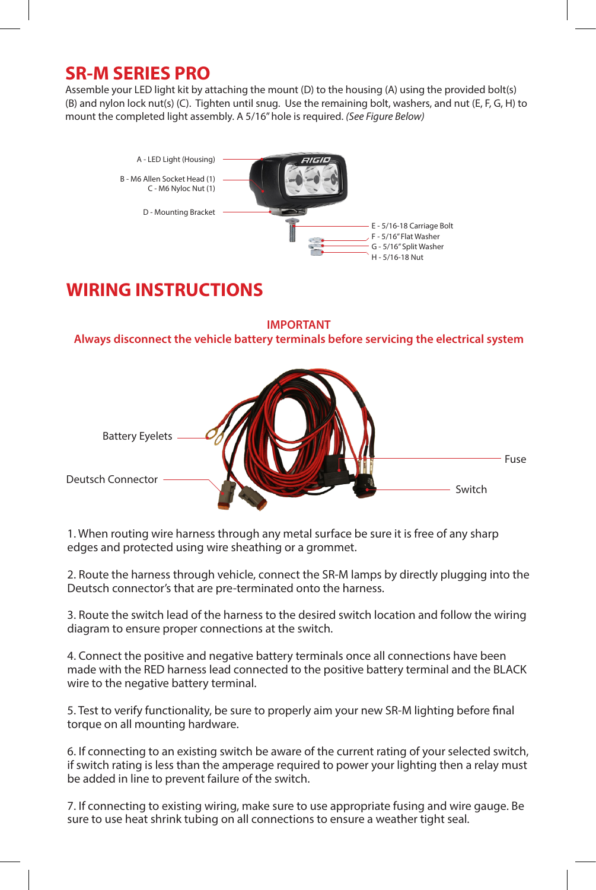# SR-M SERIES PRO

Assemble your LED light kit by attaching the mount (D) to the housing (A) using the provided bolt(s) (B) and nylon lock nut(s) (C). Tighten until snug. Use the remaining bolt, washers, and nut (E, F, G, H) to mount the completed light assembly. A 5/16" hole is required. *(See Figure Below)*

A - LED Light (Housing)
B - M6 Allen Socket Head (1)
C - M6 Nyloc Nut (1)
D - Mounting Bracket
E - 5/16-18 Carriage Bolt
F - 5/16" Flat Washer
G - 5/16" Split Washer
H - 5/16-18 Nut

# WIRING INSTRUCTIONS

**IMPORTANT**
**Always disconnect the vehicle battery terminals before servicing the electrical system**

Battery Eyelets
Deutsch Connector
Fuse
Switch

1. When routing wire harness through any metal surface be sure it is free of any sharp edges and protected using wire sheathing or a grommet.

2. Route the harness through vehicle, connect the SR-M lamps by directly plugging into the Deutsch connector's that are pre-terminated onto the harness.

3. Route the switch lead of the harness to the desired switch location and follow the wiring diagram to ensure proper connections at the switch.

4. Connect the positive and negative battery terminals once all connections have been made with the RED harness lead connected to the positive battery terminal and the BLACK wire to the negative battery terminal.

5. Test to verify functionality, be sure to properly aim your new SR-M lighting before final torque on all mounting hardware.

6. If connecting to an existing switch be aware of the current rating of your selected switch, if switch rating is less than the amperage required to power your lighting then a relay must be added in line to prevent failure of the switch.

7. If connecting to existing wiring, make sure to use appropriate fusing and wire gauge. Be sure to use heat shrink tubing on all connections to ensure a weather tight seal.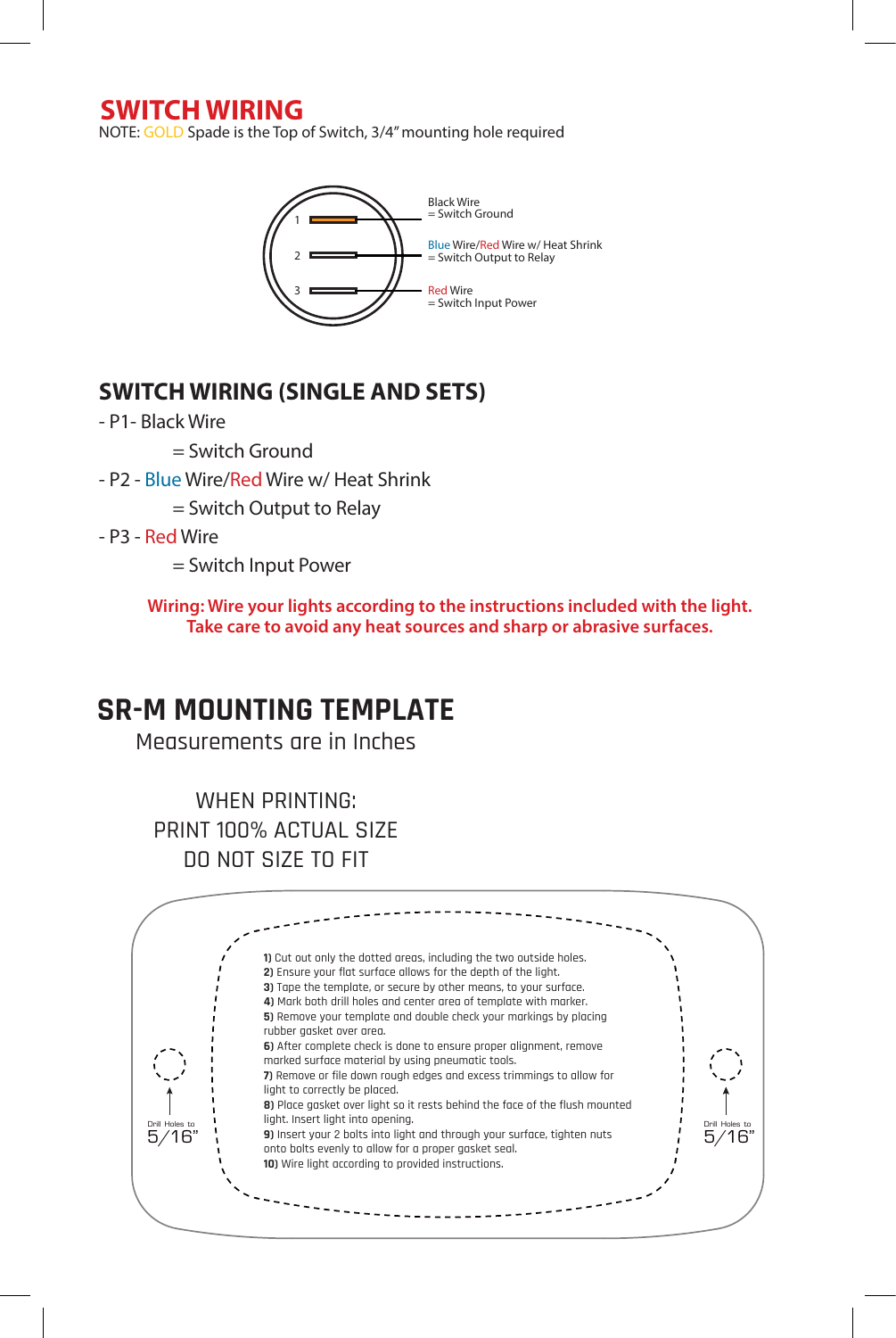# SWITCH WIRING

NOTE: GOLD Spade is the Top of Switch, 3/4" mounting hole required

1 — Black Wire = Switch Ground

2 — Blue Wire/Red Wire w/ Heat Shrink = Switch Output to Relay

3 — Red Wire = Switch Input Power

## SWITCH WIRING (SINGLE AND SETS)

- P1- Black Wire
  = Switch Ground
- P2 - Blue Wire/Red Wire w/ Heat Shrink
  = Switch Output to Relay
- P3 - Red Wire
  = Switch Input Power

**Wiring: Wire your lights according to the instructions included with the light. Take care to avoid any heat sources and sharp or abrasive surfaces.**

# SR-M MOUNTING TEMPLATE

Measurements are in Inches

WHEN PRINTING:
PRINT 100% ACTUAL SIZE
DO NOT SIZE TO FIT

Drill Holes to 5/16"

**1)** Cut out only the dotted areas, including the two outside holes.
**2)** Ensure your flat surface allows for the depth of the light.
**3)** Tape the template, or secure by other means, to your surface.
**4)** Mark both drill holes and center area of template with marker.
**5)** Remove your template and double check your markings by placing rubber gasket over area.
**6)** After complete check is done to ensure proper alignment, remove marked surface material by using pneumatic tools.
**7)** Remove or file down rough edges and excess trimmings to allow for light to correctly be placed.
**8)** Place gasket over light so it rests behind the face of the flush mounted light. Insert light into opening.
**9)** Insert your 2 bolts into light and through your surface, tighten nuts onto bolts evenly to allow for a proper gasket seal.
**10)** Wire light according to provided instructions.

Drill Holes to 5/16"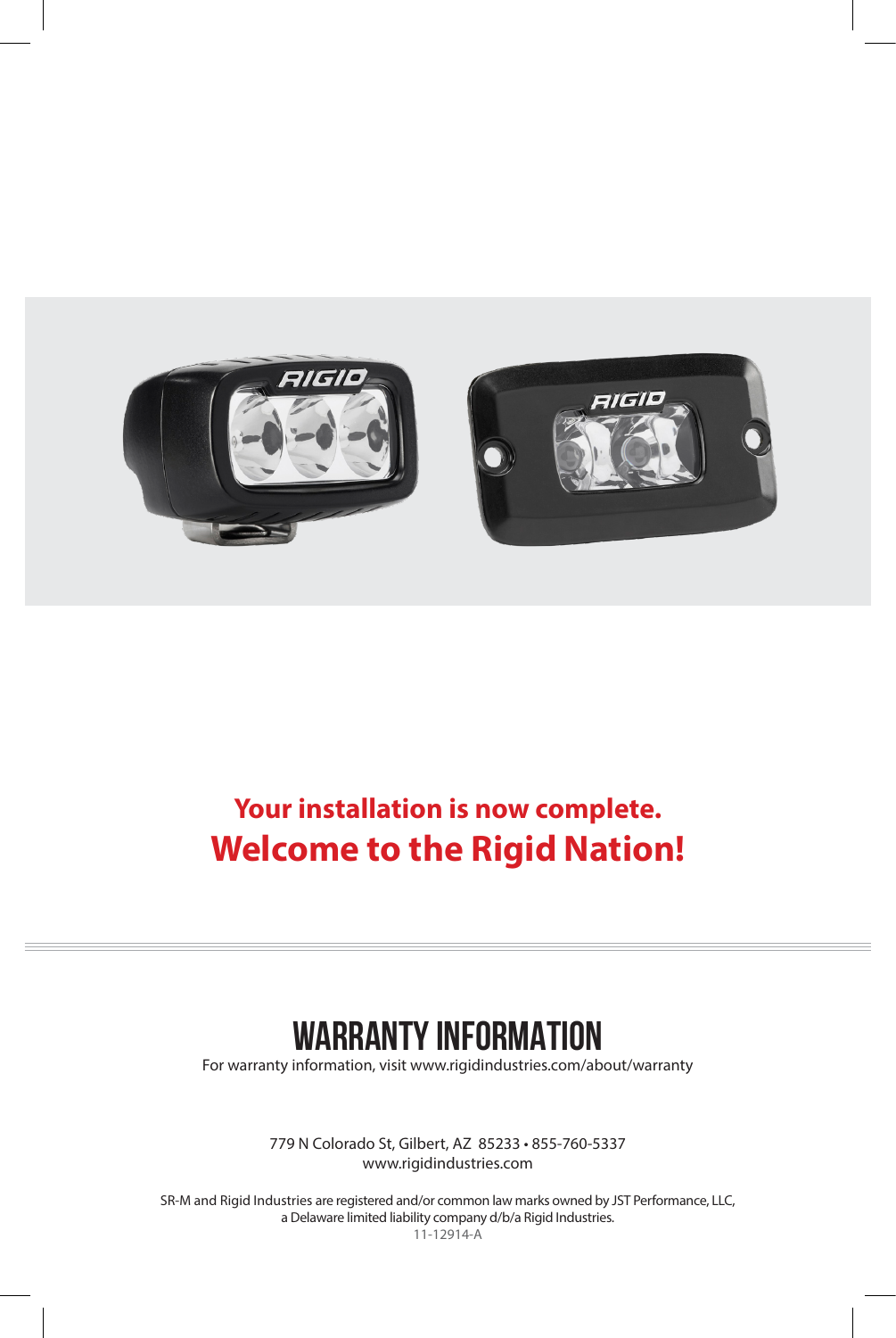**Your installation is now complete.**

**Welcome to the Rigid Nation!**

# WARRANTY INFORMATION

For warranty information, visit www.rigidindustries.com/about/warranty

779 N Colorado St, Gilbert, AZ 85233 • 855-760-5337
www.rigidindustries.com

SR-M and Rigid Industries are registered and/or common law marks owned by JST Performance, LLC, a Delaware limited liability company d/b/a Rigid Industries.
11-12914-A